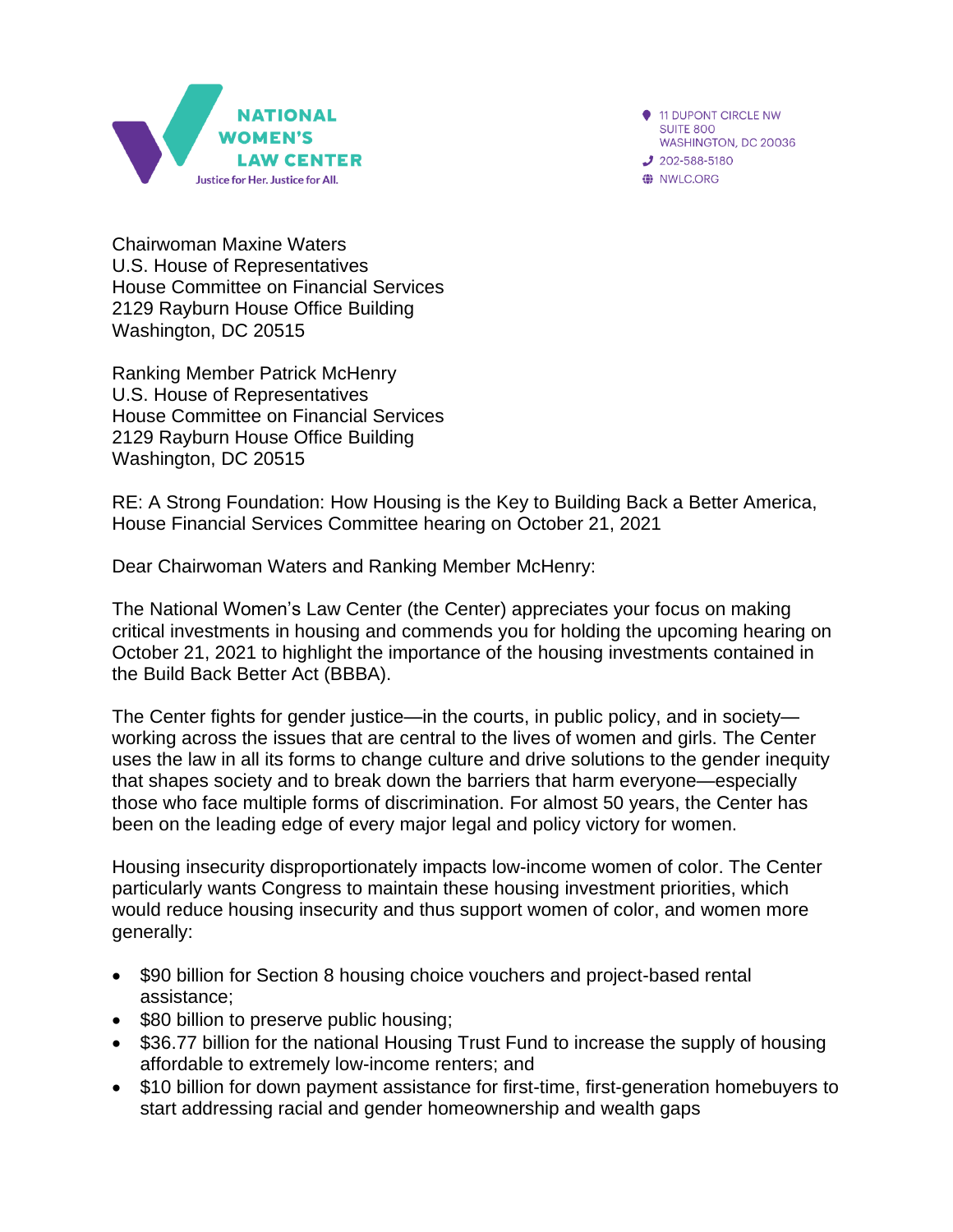NATIONAL WOMEN'S LAW CENTER
Justice for Her. Justice for All.

11 DUPONT CIRCLE NW
SUITE 800
WASHINGTON, DC 20036
202-588-5180
NWLC.ORG

Chairwoman Maxine Waters
U.S. House of Representatives
House Committee on Financial Services
2129 Rayburn House Office Building
Washington, DC 20515

Ranking Member Patrick McHenry
U.S. House of Representatives
House Committee on Financial Services
2129 Rayburn House Office Building
Washington, DC 20515

RE: A Strong Foundation: How Housing is the Key to Building Back a Better America, House Financial Services Committee hearing on October 21, 2021

Dear Chairwoman Waters and Ranking Member McHenry:

The National Women's Law Center (the Center) appreciates your focus on making critical investments in housing and commends you for holding the upcoming hearing on October 21, 2021 to highlight the importance of the housing investments contained in the Build Back Better Act (BBBA).

The Center fights for gender justice—in the courts, in public policy, and in society—working across the issues that are central to the lives of women and girls. The Center uses the law in all its forms to change culture and drive solutions to the gender inequity that shapes society and to break down the barriers that harm everyone—especially those who face multiple forms of discrimination. For almost 50 years, the Center has been on the leading edge of every major legal and policy victory for women.

Housing insecurity disproportionately impacts low-income women of color. The Center particularly wants Congress to maintain these housing investment priorities, which would reduce housing insecurity and thus support women of color, and women more generally:

- $90 billion for Section 8 housing choice vouchers and project-based rental assistance;
- $80 billion to preserve public housing;
- $36.77 billion for the national Housing Trust Fund to increase the supply of housing affordable to extremely low-income renters; and
- $10 billion for down payment assistance for first-time, first-generation homebuyers to start addressing racial and gender homeownership and wealth gaps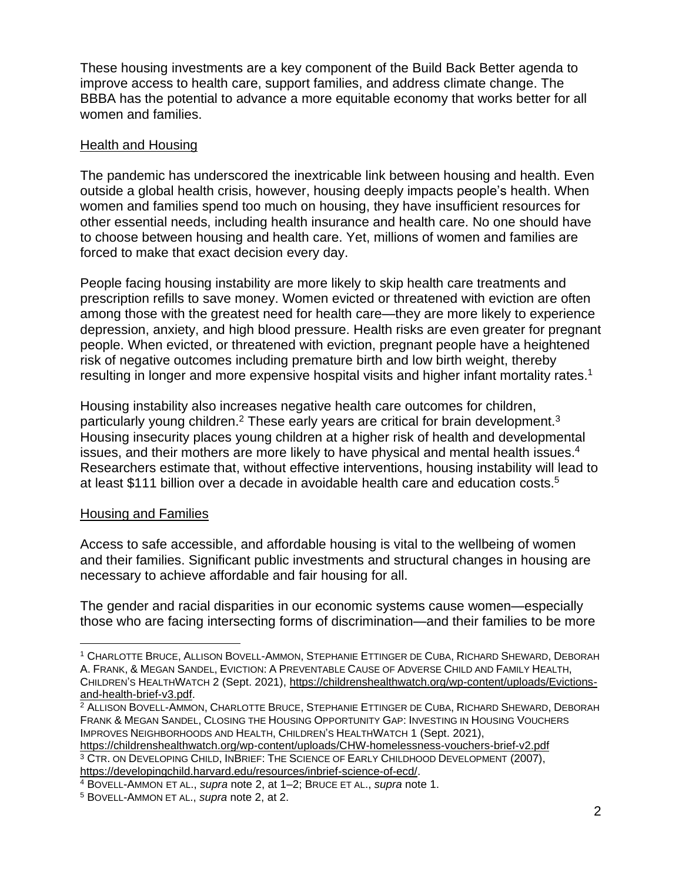These housing investments are a key component of the Build Back Better agenda to improve access to health care, support families, and address climate change. The BBBA has the potential to advance a more equitable economy that works better for all women and families.

## Health and Housing

The pandemic has underscored the inextricable link between housing and health. Even outside a global health crisis, however, housing deeply impacts people's health. When women and families spend too much on housing, they have insufficient resources for other essential needs, including health insurance and health care. No one should have to choose between housing and health care. Yet, millions of women and families are forced to make that exact decision every day.

People facing housing instability are more likely to skip health care treatments and prescription refills to save money. Women evicted or threatened with eviction are often among those with the greatest need for health care—they are more likely to experience depression, anxiety, and high blood pressure. Health risks are even greater for pregnant people. When evicted, or threatened with eviction, pregnant people have a heightened risk of negative outcomes including premature birth and low birth weight, thereby resulting in longer and more expensive hospital visits and higher infant mortality rates.[1]

Housing instability also increases negative health care outcomes for children, particularly young children.[2] These early years are critical for brain development.[3] Housing insecurity places young children at a higher risk of health and developmental issues, and their mothers are more likely to have physical and mental health issues.[4] Researchers estimate that, without effective interventions, housing instability will lead to at least $111 billion over a decade in avoidable health care and education costs.[5]

## Housing and Families

Access to safe accessible, and affordable housing is vital to the wellbeing of women and their families. Significant public investments and structural changes in housing are necessary to achieve affordable and fair housing for all.

The gender and racial disparities in our economic systems cause women—especially those who are facing intersecting forms of discrimination—and their families to be more

---

[1] CHARLOTTE BRUCE, ALLISON BOVELL-AMMON, STEPHANIE ETTINGER DE CUBA, RICHARD SHEWARD, DEBORAH A. FRANK, & MEGAN SANDEL, EVICTION: A PREVENTABLE CAUSE OF ADVERSE CHILD AND FAMILY HEALTH, CHILDREN'S HEALTHWATCH 2 (Sept. 2021), https://childrenshealthwatch.org/wp-content/uploads/Evictions-and-health-brief-v3.pdf.

[2] ALLISON BOVELL-AMMON, CHARLOTTE BRUCE, STEPHANIE ETTINGER DE CUBA, RICHARD SHEWARD, DEBORAH FRANK & MEGAN SANDEL, CLOSING THE HOUSING OPPORTUNITY GAP: INVESTING IN HOUSING VOUCHERS IMPROVES NEIGHBORHOODS AND HEALTH, CHILDREN'S HEALTHWATCH 1 (Sept. 2021), https://childrenshealthwatch.org/wp-content/uploads/CHW-homelessness-vouchers-brief-v2.pdf

[3] CTR. ON DEVELOPING CHILD, INBRIEF: THE SCIENCE OF EARLY CHILDHOOD DEVELOPMENT (2007), https://developingchild.harvard.edu/resources/inbrief-science-of-ecd/.

[4] BOVELL-AMMON ET AL., *supra* note 2, at 1–2; BRUCE ET AL., *supra* note 1.

[5] BOVELL-AMMON ET AL., *supra* note 2, at 2.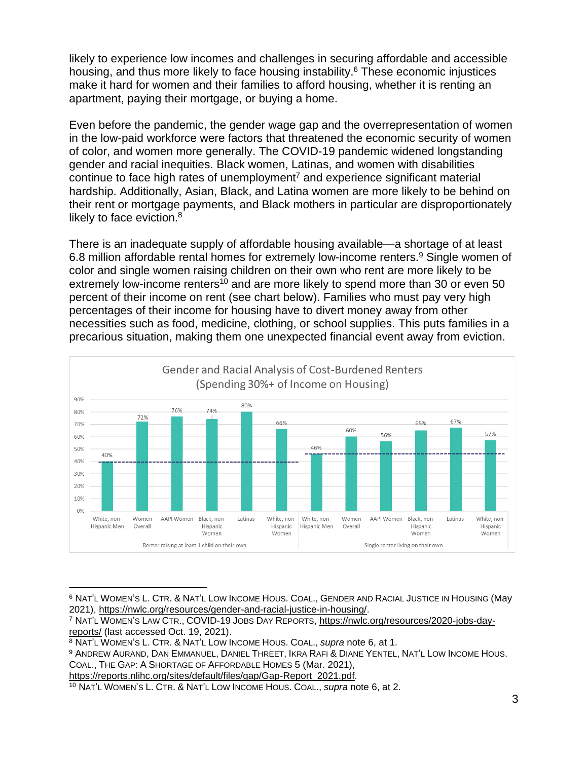likely to experience low incomes and challenges in securing affordable and accessible housing, and thus more likely to face housing instability.[6] These economic injustices make it hard for women and their families to afford housing, whether it is renting an apartment, paying their mortgage, or buying a home.

Even before the pandemic, the gender wage gap and the overrepresentation of women in the low-paid workforce were factors that threatened the economic security of women of color, and women more generally. The COVID-19 pandemic widened longstanding gender and racial inequities. Black women, Latinas, and women with disabilities continue to face high rates of unemployment[7] and experience significant material hardship. Additionally, Asian, Black, and Latina women are more likely to be behind on their rent or mortgage payments, and Black mothers in particular are disproportionately likely to face eviction.[8]

There is an inadequate supply of affordable housing available—a shortage of at least 6.8 million affordable rental homes for extremely low-income renters.[9] Single women of color and single women raising children on their own who rent are more likely to be extremely low-income renters[10] and are more likely to spend more than 30 or even 50 percent of their income on rent (see chart below). Families who must pay very high percentages of their income for housing have to divert money away from other necessities such as food, medicine, clothing, or school supplies. This puts families in a precarious situation, making them one unexpected financial event away from eviction.

**Gender and Racial Analysis of Cost-Burdened Renters (Spending 30%+ of Income on Housing)**

| | White, non-Hispanic Men | Women Overall | AAPI Women | Black, non-Hispanic Women | Latinas | White, non-Hispanic Women |
|---|---|---|---|---|---|---|
| Renter raising at least 1 child on their own | 40% | 72% | 76% | 74% | 80% | 66% |
| Single renter living on their own | 46% | 60% | 56% | 65% | 67% | 57% |

---

[6] NAT'L WOMEN'S L. CTR. & NAT'L LOW INCOME HOUS. COAL., GENDER AND RACIAL JUSTICE IN HOUSING (May 2021), https://nwlc.org/resources/gender-and-racial-justice-in-housing/.

[7] NAT'L WOMEN'S LAW CTR., COVID-19 JOBS DAY REPORTS, https://nwlc.org/resources/2020-jobs-day-reports/ (last accessed Oct. 19, 2021).

[8] NAT'L WOMEN'S L. CTR. & NAT'L LOW INCOME HOUS. COAL., *supra* note 6, at 1.

[9] ANDREW AURAND, DAN EMMANUEL, DANIEL THREET, IKRA RAFI & DIANE YENTEL, NAT'L LOW INCOME HOUS. COAL., THE GAP: A SHORTAGE OF AFFORDABLE HOMES 5 (Mar. 2021), https://reports.nlihc.org/sites/default/files/gap/Gap-Report_2021.pdf.

[10] NAT'L WOMEN'S L. CTR. & NAT'L LOW INCOME HOUS. COAL., *supra* note 6, at 2.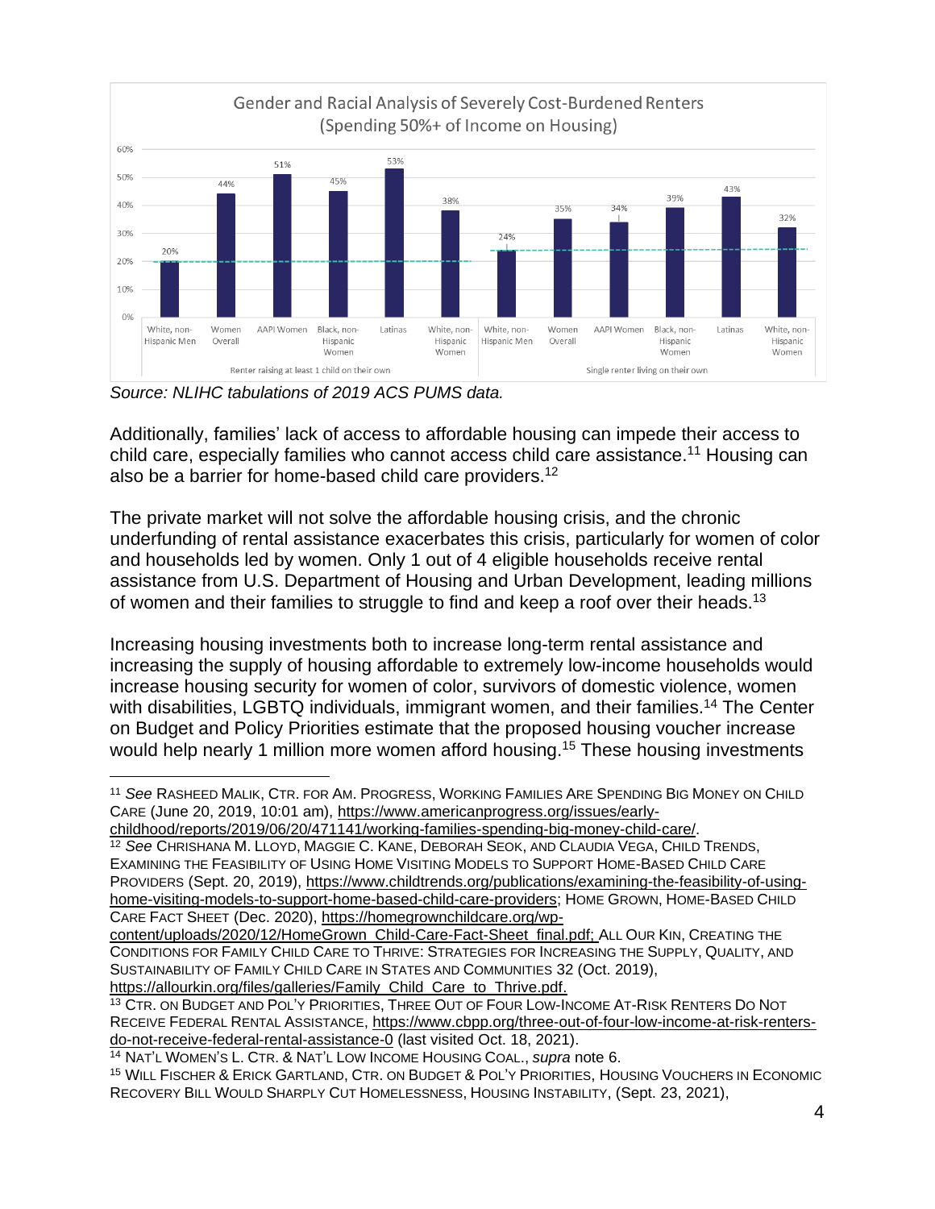**Gender and Racial Analysis of Severely Cost-Burdened Renters (Spending 50%+ of Income on Housing)**

| Group | White, non-Hispanic Men | Women Overall | AAPI Women | Black, non-Hispanic Women | Latinas | White, non-Hispanic Women |
|---|---|---|---|---|---|---|
| Renter raising at least 1 child on their own | 20% | 44% | 51% | 45% | 53% | 38% |
| Single renter living on their own | 24% | 35% | 34% | 39% | 43% | 32% |

*Source: NLIHC tabulations of 2019 ACS PUMS data.*

Additionally, families' lack of access to affordable housing can impede their access to child care, especially families who cannot access child care assistance.[11] Housing can also be a barrier for home-based child care providers.[12]

The private market will not solve the affordable housing crisis, and the chronic underfunding of rental assistance exacerbates this crisis, particularly for women of color and households led by women. Only 1 out of 4 eligible households receive rental assistance from U.S. Department of Housing and Urban Development, leading millions of women and their families to struggle to find and keep a roof over their heads.[13]

Increasing housing investments both to increase long-term rental assistance and increasing the supply of housing affordable to extremely low-income households would increase housing security for women of color, survivors of domestic violence, women with disabilities, LGBTQ individuals, immigrant women, and their families.[14] The Center on Budget and Policy Priorities estimate that the proposed housing voucher increase would help nearly 1 million more women afford housing.[15] These housing investments

---

[11] *See* RASHEED MALIK, CTR. FOR AM. PROGRESS, WORKING FAMILIES ARE SPENDING BIG MONEY ON CHILD CARE (June 20, 2019, 10:01 am), https://www.americanprogress.org/issues/early-childhood/reports/2019/06/20/471141/working-families-spending-big-money-child-care/.

[12] *See* CHRISHANA M. LLOYD, MAGGIE C. KANE, DEBORAH SEOK, AND CLAUDIA VEGA, CHILD TRENDS, EXAMINING THE FEASIBILITY OF USING HOME VISITING MODELS TO SUPPORT HOME-BASED CHILD CARE PROVIDERS (Sept. 20, 2019), https://www.childtrends.org/publications/examining-the-feasibility-of-using-home-visiting-models-to-support-home-based-child-care-providers; HOME GROWN, HOME-BASED CHILD CARE FACT SHEET (Dec. 2020), https://homegrownchildcare.org/wp-content/uploads/2020/12/HomeGrown_Child-Care-Fact-Sheet_final.pdf; ALL OUR KIN, CREATING THE CONDITIONS FOR FAMILY CHILD CARE TO THRIVE: STRATEGIES FOR INCREASING THE SUPPLY, QUALITY, AND SUSTAINABILITY OF FAMILY CHILD CARE IN STATES AND COMMUNITIES 32 (Oct. 2019), https://allourkin.org/files/galleries/Family_Child_Care_to_Thrive.pdf.

[13] CTR. ON BUDGET AND POL'Y PRIORITIES, THREE OUT OF FOUR LOW-INCOME AT-RISK RENTERS DO NOT RECEIVE FEDERAL RENTAL ASSISTANCE, https://www.cbpp.org/three-out-of-four-low-income-at-risk-renters-do-not-receive-federal-rental-assistance-0 (last visited Oct. 18, 2021).

[14] NAT'L WOMEN'S L. CTR. & NAT'L LOW INCOME HOUSING COAL., *supra* note 6.

[15] WILL FISCHER & ERICK GARTLAND, CTR. ON BUDGET & POL'Y PRIORITIES, HOUSING VOUCHERS IN ECONOMIC RECOVERY BILL WOULD SHARPLY CUT HOMELESSNESS, HOUSING INSTABILITY, (Sept. 23, 2021),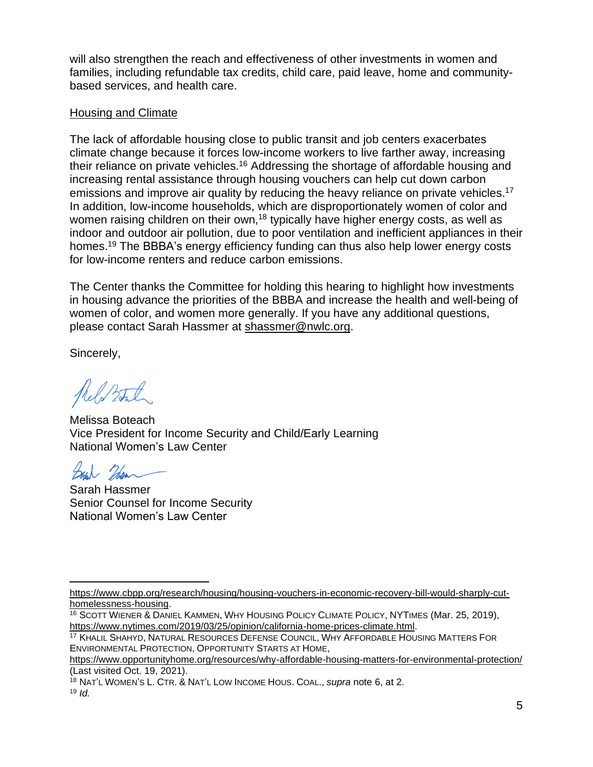will also strengthen the reach and effectiveness of other investments in women and families, including refundable tax credits, child care, paid leave, home and community-based services, and health care.

Housing and Climate

The lack of affordable housing close to public transit and job centers exacerbates climate change because it forces low-income workers to live farther away, increasing their reliance on private vehicles.[16] Addressing the shortage of affordable housing and increasing rental assistance through housing vouchers can help cut down carbon emissions and improve air quality by reducing the heavy reliance on private vehicles.[17] In addition, low-income households, which are disproportionately women of color and women raising children on their own,[18] typically have higher energy costs, as well as indoor and outdoor air pollution, due to poor ventilation and inefficient appliances in their homes.[19] The BBBA's energy efficiency funding can thus also help lower energy costs for low-income renters and reduce carbon emissions.

The Center thanks the Committee for holding this hearing to highlight how investments in housing advance the priorities of the BBBA and increase the health and well-being of women of color, and women more generally. If you have any additional questions, please contact Sarah Hassmer at shassmer@nwlc.org.

Sincerely,

Melissa Boteach
Vice President for Income Security and Child/Early Learning
National Women's Law Center

Sarah Hassmer
Senior Counsel for Income Security
National Women's Law Center

---

https://www.cbpp.org/research/housing/housing-vouchers-in-economic-recovery-bill-would-sharply-cut-homelessness-housing.

[16] SCOTT WIENER & DANIEL KAMMEN, WHY HOUSING POLICY CLIMATE POLICY, NYTIMES (Mar. 25, 2019), https://www.nytimes.com/2019/03/25/opinion/california-home-prices-climate.html.

[17] KHALIL SHAHYD, NATURAL RESOURCES DEFENSE COUNCIL, WHY AFFORDABLE HOUSING MATTERS FOR ENVIRONMENTAL PROTECTION, OPPORTUNITY STARTS AT HOME, https://www.opportunityhome.org/resources/why-affordable-housing-matters-for-environmental-protection/ (Last visited Oct. 19, 2021).

[18] NAT'L WOMEN'S L. CTR. & NAT'L LOW INCOME HOUS. COAL., *supra* note 6, at 2.

[19] *Id.*